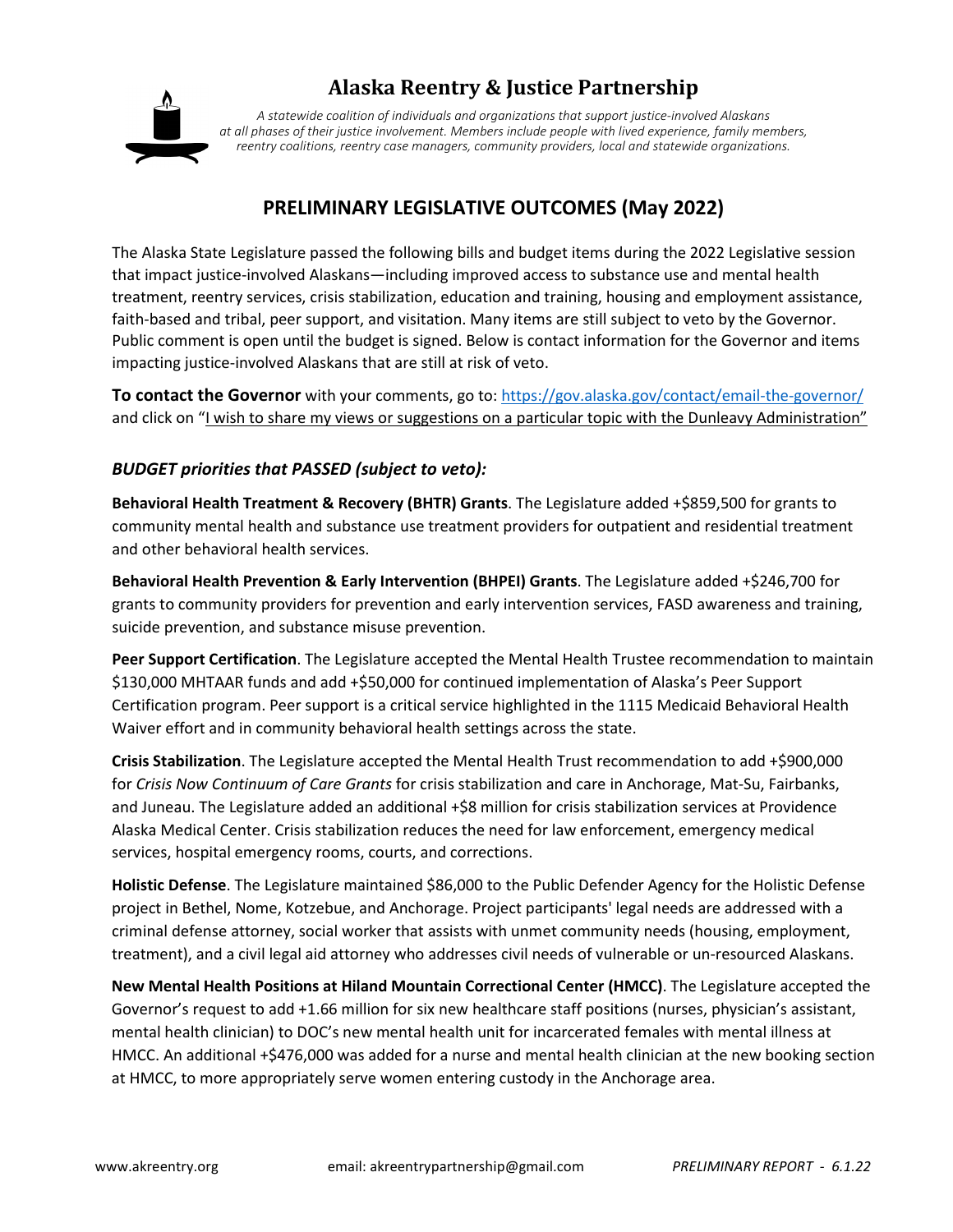# Alaska Reentry & Justice Partnership

*A statewide coalition of individuals and organizations that support justice-involved Alaskans at all phases of their justice involvement. Members include people with lived experience, family members, reentry coalitions, reentry case managers, community providers, local and statewide organizations.*

## PRELIMINARY LEGISLATIVE OUTCOMES (May 2022)

The Alaska State Legislature passed the following bills and budget items during the 2022 Legislative session that impact justice-involved Alaskans—including improved access to substance use and mental health treatment, reentry services, crisis stabilization, education and training, housing and employment assistance, faith-based and tribal, peer support, and visitation. Many items are still subject to veto by the Governor. Public comment is open until the budget is signed. Below is contact information for the Governor and items impacting justice-involved Alaskans that are still at risk of veto.

**To contact the Governor** with your comments, go to: https://gov.alaska.gov/contact/email-the-governor/ and click on "I wish to share my views or suggestions on a particular topic with the Dunleavy Administration"

### *BUDGET priorities that PASSED (subject to veto):*

**Behavioral Health Treatment & Recovery (BHTR) Grants**. The Legislature added +$859,500 for grants to community mental health and substance use treatment providers for outpatient and residential treatment and other behavioral health services.

**Behavioral Health Prevention & Early Intervention (BHPEI) Grants**. The Legislature added +$246,700 for grants to community providers for prevention and early intervention services, FASD awareness and training, suicide prevention, and substance misuse prevention.

**Peer Support Certification**. The Legislature accepted the Mental Health Trustee recommendation to maintain $130,000 MHTAAR funds and add +$50,000 for continued implementation of Alaska's Peer Support Certification program. Peer support is a critical service highlighted in the 1115 Medicaid Behavioral Health Waiver effort and in community behavioral health settings across the state.

**Crisis Stabilization**. The Legislature accepted the Mental Health Trust recommendation to add +$900,000 for *Crisis Now Continuum of Care Grants* for crisis stabilization and care in Anchorage, Mat-Su, Fairbanks, and Juneau. The Legislature added an additional +$8 million for crisis stabilization services at Providence Alaska Medical Center. Crisis stabilization reduces the need for law enforcement, emergency medical services, hospital emergency rooms, courts, and corrections.

**Holistic Defense**. The Legislature maintained $86,000 to the Public Defender Agency for the Holistic Defense project in Bethel, Nome, Kotzebue, and Anchorage. Project participants' legal needs are addressed with a criminal defense attorney, social worker that assists with unmet community needs (housing, employment, treatment), and a civil legal aid attorney who addresses civil needs of vulnerable or un-resourced Alaskans.

**New Mental Health Positions at Hiland Mountain Correctional Center (HMCC)**. The Legislature accepted the Governor's request to add +1.66 million for six new healthcare staff positions (nurses, physician's assistant, mental health clinician) to DOC's new mental health unit for incarcerated females with mental illness at HMCC. An additional +$476,000 was added for a nurse and mental health clinician at the new booking section at HMCC, to more appropriately serve women entering custody in the Anchorage area.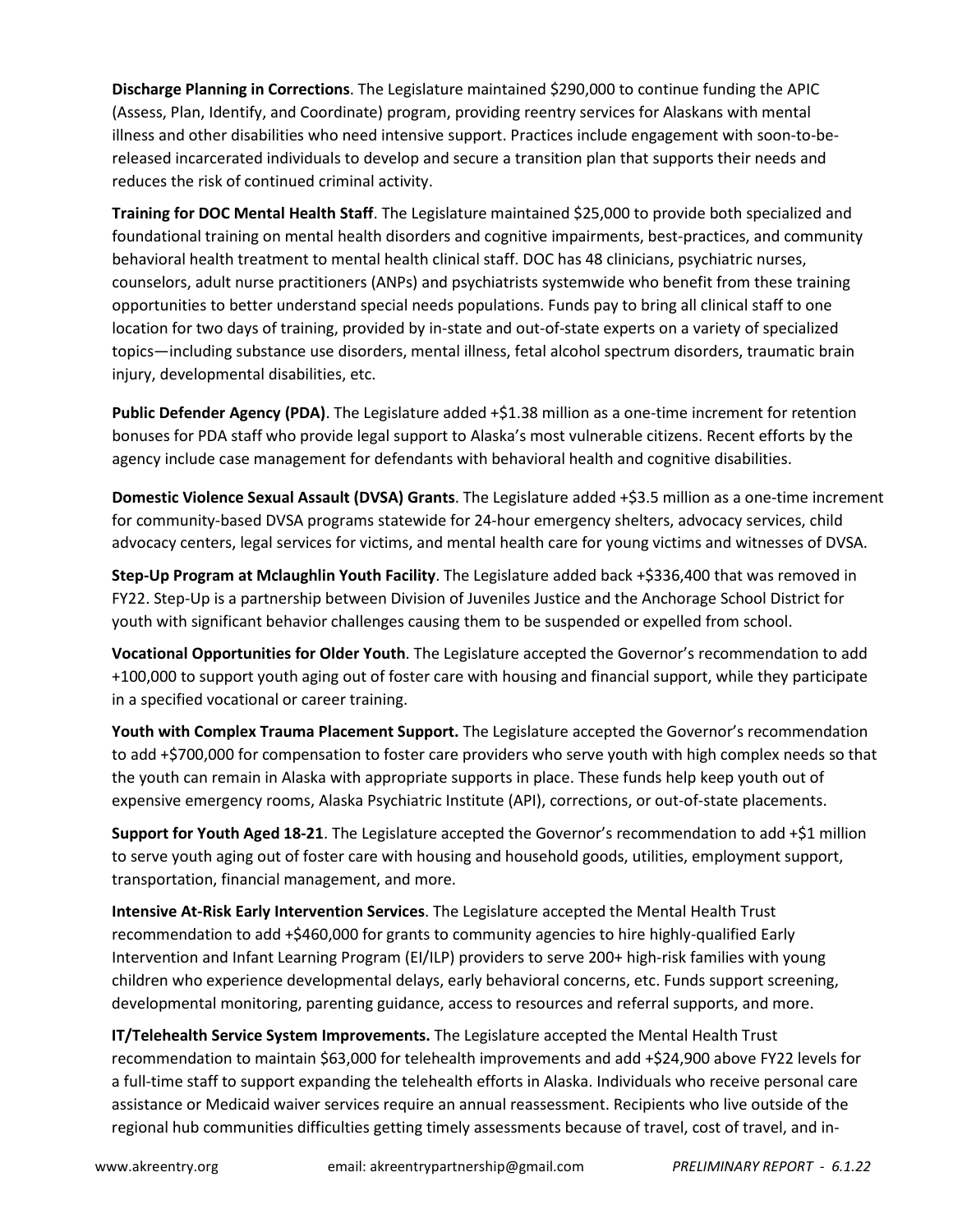**Discharge Planning in Corrections**. The Legislature maintained $290,000 to continue funding the APIC (Assess, Plan, Identify, and Coordinate) program, providing reentry services for Alaskans with mental illness and other disabilities who need intensive support. Practices include engagement with soon-to-be-released incarcerated individuals to develop and secure a transition plan that supports their needs and reduces the risk of continued criminal activity.

**Training for DOC Mental Health Staff**. The Legislature maintained $25,000 to provide both specialized and foundational training on mental health disorders and cognitive impairments, best-practices, and community behavioral health treatment to mental health clinical staff. DOC has 48 clinicians, psychiatric nurses, counselors, adult nurse practitioners (ANPs) and psychiatrists systemwide who benefit from these training opportunities to better understand special needs populations. Funds pay to bring all clinical staff to one location for two days of training, provided by in-state and out-of-state experts on a variety of specialized topics—including substance use disorders, mental illness, fetal alcohol spectrum disorders, traumatic brain injury, developmental disabilities, etc.

**Public Defender Agency (PDA)**. The Legislature added +$1.38 million as a one-time increment for retention bonuses for PDA staff who provide legal support to Alaska's most vulnerable citizens. Recent efforts by the agency include case management for defendants with behavioral health and cognitive disabilities.

**Domestic Violence Sexual Assault (DVSA) Grants**. The Legislature added +$3.5 million as a one-time increment for community-based DVSA programs statewide for 24-hour emergency shelters, advocacy services, child advocacy centers, legal services for victims, and mental health care for young victims and witnesses of DVSA.

**Step-Up Program at Mclaughlin Youth Facility**. The Legislature added back +$336,400 that was removed in FY22. Step-Up is a partnership between Division of Juveniles Justice and the Anchorage School District for youth with significant behavior challenges causing them to be suspended or expelled from school.

**Vocational Opportunities for Older Youth**. The Legislature accepted the Governor's recommendation to add +100,000 to support youth aging out of foster care with housing and financial support, while they participate in a specified vocational or career training.

**Youth with Complex Trauma Placement Support.** The Legislature accepted the Governor's recommendation to add +$700,000 for compensation to foster care providers who serve youth with high complex needs so that the youth can remain in Alaska with appropriate supports in place. These funds help keep youth out of expensive emergency rooms, Alaska Psychiatric Institute (API), corrections, or out-of-state placements.

**Support for Youth Aged 18-21**. The Legislature accepted the Governor's recommendation to add +$1 million to serve youth aging out of foster care with housing and household goods, utilities, employment support, transportation, financial management, and more.

**Intensive At-Risk Early Intervention Services**. The Legislature accepted the Mental Health Trust recommendation to add +$460,000 for grants to community agencies to hire highly-qualified Early Intervention and Infant Learning Program (EI/ILP) providers to serve 200+ high-risk families with young children who experience developmental delays, early behavioral concerns, etc. Funds support screening, developmental monitoring, parenting guidance, access to resources and referral supports, and more.

**IT/Telehealth Service System Improvements.** The Legislature accepted the Mental Health Trust recommendation to maintain $63,000 for telehealth improvements and add +$24,900 above FY22 levels for a full-time staff to support expanding the telehealth efforts in Alaska. Individuals who receive personal care assistance or Medicaid waiver services require an annual reassessment. Recipients who live outside of the regional hub communities difficulties getting timely assessments because of travel, cost of travel, and in-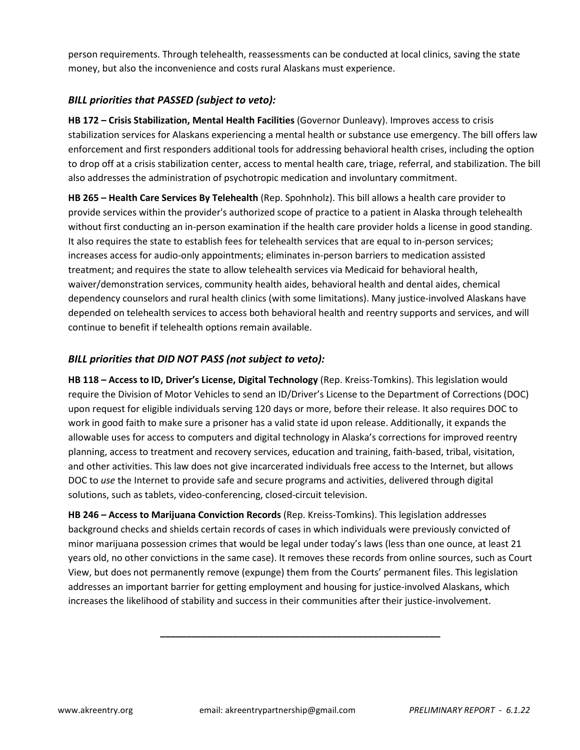person requirements. Through telehealth, reassessments can be conducted at local clinics, saving the state money, but also the inconvenience and costs rural Alaskans must experience.

### *BILL priorities that PASSED (subject to veto):*

**HB 172 – Crisis Stabilization, Mental Health Facilities** (Governor Dunleavy). Improves access to crisis stabilization services for Alaskans experiencing a mental health or substance use emergency. The bill offers law enforcement and first responders additional tools for addressing behavioral health crises, including the option to drop off at a crisis stabilization center, access to mental health care, triage, referral, and stabilization. The bill also addresses the administration of psychotropic medication and involuntary commitment.

**HB 265 – Health Care Services By Telehealth** (Rep. Spohnholz). This bill allows a health care provider to provide services within the provider's authorized scope of practice to a patient in Alaska through telehealth without first conducting an in-person examination if the health care provider holds a license in good standing. It also requires the state to establish fees for telehealth services that are equal to in-person services; increases access for audio-only appointments; eliminates in-person barriers to medication assisted treatment; and requires the state to allow telehealth services via Medicaid for behavioral health, waiver/demonstration services, community health aides, behavioral health and dental aides, chemical dependency counselors and rural health clinics (with some limitations). Many justice-involved Alaskans have depended on telehealth services to access both behavioral health and reentry supports and services, and will continue to benefit if telehealth options remain available.

### *BILL priorities that DID NOT PASS (not subject to veto):*

**HB 118 – Access to ID, Driver's License, Digital Technology** (Rep. Kreiss-Tomkins). This legislation would require the Division of Motor Vehicles to send an ID/Driver's License to the Department of Corrections (DOC) upon request for eligible individuals serving 120 days or more, before their release. It also requires DOC to work in good faith to make sure a prisoner has a valid state id upon release. Additionally, it expands the allowable uses for access to computers and digital technology in Alaska's corrections for improved reentry planning, access to treatment and recovery services, education and training, faith-based, tribal, visitation, and other activities. This law does not give incarcerated individuals free access to the Internet, but allows DOC to *use* the Internet to provide safe and secure programs and activities, delivered through digital solutions, such as tablets, video-conferencing, closed-circuit television.

**HB 246 – Access to Marijuana Conviction Records** (Rep. Kreiss-Tomkins). This legislation addresses background checks and shields certain records of cases in which individuals were previously convicted of minor marijuana possession crimes that would be legal under today's laws (less than one ounce, at least 21 years old, no other convictions in the same case). It removes these records from online sources, such as Court View, but does not permanently remove (expunge) them from the Courts' permanent files. This legislation addresses an important barrier for getting employment and housing for justice-involved Alaskans, which increases the likelihood of stability and success in their communities after their justice-involvement.

---